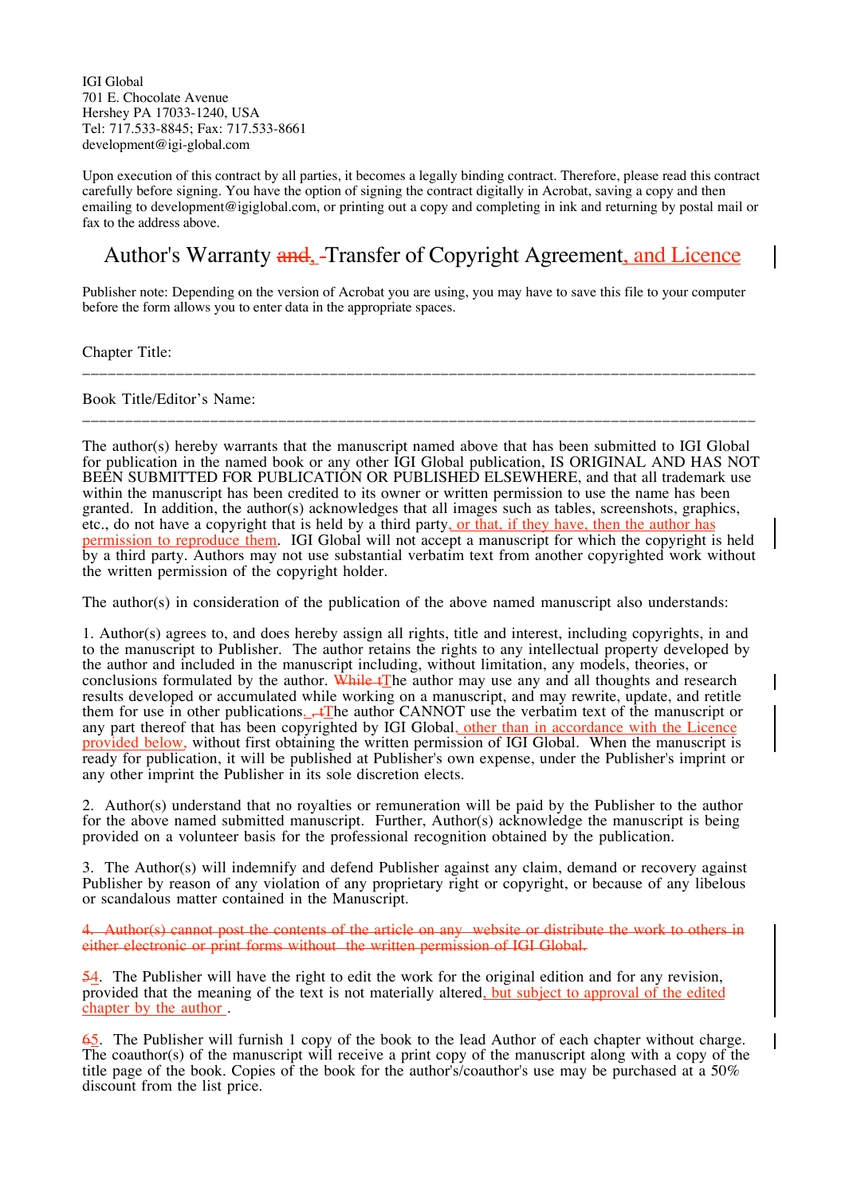IGI Global
701 E. Chocolate Avenue
Hershey PA 17033-1240, USA
Tel: 717.533-8845; Fax: 717.533-8661
development@igi-global.com

Upon execution of this contract by all parties, it becomes a legally binding contract. Therefore, please read this contract carefully before signing. You have the option of signing the contract digitally in Acrobat, saving a copy and then emailing to development@igiglobal.com, or printing out a copy and completing in ink and returning by postal mail or fax to the address above.

# Author's Warranty ~~and~~, Transfer of Copyright Agreement, and Licence

Publisher note: Depending on the version of Acrobat you are using, you may have to save this file to your computer before the form allows you to enter data in the appropriate spaces.

Chapter Title: ___________________________________________________________________________

Book Title/Editor's Name: ___________________________________________________________________________

The author(s) hereby warrants that the manuscript named above that has been submitted to IGI Global for publication in the named book or any other IGI Global publication, IS ORIGINAL AND HAS NOT BEEN SUBMITTED FOR PUBLICATION OR PUBLISHED ELSEWHERE, and that all trademark use within the manuscript has been credited to its owner or written permission to use the name has been granted. In addition, the author(s) acknowledges that all images such as tables, screenshots, graphics, etc., do not have a copyright that is held by a third party, or that, if they have, then the author has permission to reproduce them. IGI Global will not accept a manuscript for which the copyright is held by a third party. Authors may not use substantial verbatim text from another copyrighted work without the written permission of the copyright holder.

The author(s) in consideration of the publication of the above named manuscript also understands:

1. Author(s) agrees to, and does hereby assign all rights, title and interest, including copyrights, in and to the manuscript to Publisher. The author retains the rights to any intellectual property developed by the author and included in the manuscript including, without limitation, any models, theories, or conclusions formulated by the author. ~~While t~~The author may use any and all thoughts and research results developed or accumulated while working on a manuscript, and may rewrite, update, and retitle them for use in other publications. ~~, t~~The author CANNOT use the verbatim text of the manuscript or any part thereof that has been copyrighted by IGI Global, other than in accordance with the Licence provided below, without first obtaining the written permission of IGI Global. When the manuscript is ready for publication, it will be published at Publisher's own expense, under the Publisher's imprint or any other imprint the Publisher in its sole discretion elects.

2. Author(s) understand that no royalties or remuneration will be paid by the Publisher to the author for the above named submitted manuscript. Further, Author(s) acknowledge the manuscript is being provided on a volunteer basis for the professional recognition obtained by the publication.

3. The Author(s) will indemnify and defend Publisher against any claim, demand or recovery against Publisher by reason of any violation of any proprietary right or copyright, or because of any libelous or scandalous matter contained in the Manuscript.

~~4. Author(s) cannot post the contents of the article on any website or distribute the work to others in either electronic or print forms without the written permission of IGI Global.~~

~~5~~4. The Publisher will have the right to edit the work for the original edition and for any revision, provided that the meaning of the text is not materially altered, but subject to approval of the edited chapter by the author.

~~6~~5. The Publisher will furnish 1 copy of the book to the lead Author of each chapter without charge. The coauthor(s) of the manuscript will receive a print copy of the manuscript along with a copy of the title page of the book. Copies of the book for the author's/coauthor's use may be purchased at a 50% discount from the list price.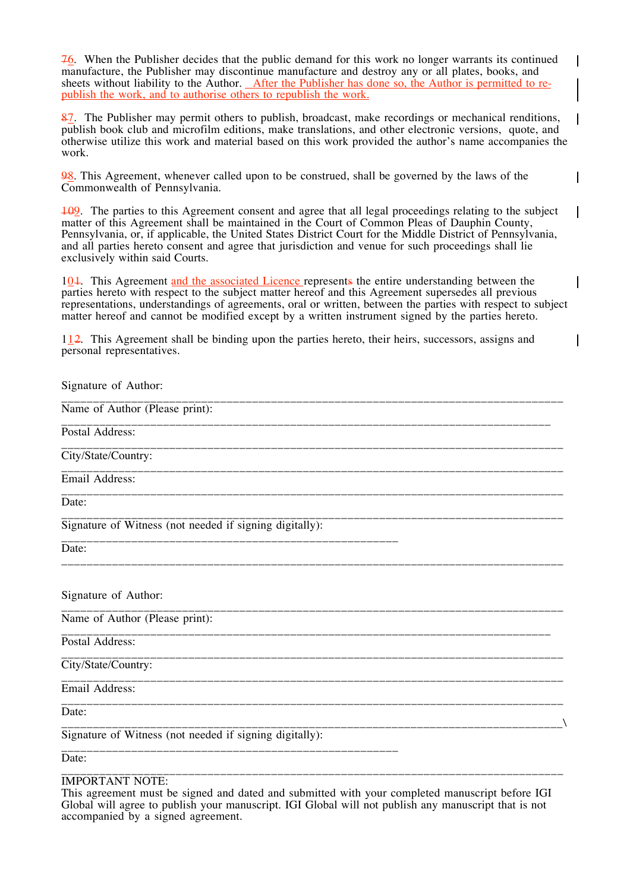~~7~~6. When the Publisher decides that the public demand for this work no longer warrants its continued manufacture, the Publisher may discontinue manufacture and destroy any or all plates, books, and sheets without liability to the Author. After the Publisher has done so, the Author is permitted to re-publish the work, and to authorise others to republish the work.

~~8~~7. The Publisher may permit others to publish, broadcast, make recordings or mechanical renditions, publish book club and microfilm editions, make translations, and other electronic versions, quote, and otherwise utilize this work and material based on this work provided the author's name accompanies the work.

~~9~~8. This Agreement, whenever called upon to be construed, shall be governed by the laws of the Commonwealth of Pennsylvania.

~~10~~9. The parties to this Agreement consent and agree that all legal proceedings relating to the subject matter of this Agreement shall be maintained in the Court of Common Pleas of Dauphin County, Pennsylvania, or, if applicable, the United States District Court for the Middle District of Pennsylvania, and all parties hereto consent and agree that jurisdiction and venue for such proceedings shall lie exclusively within said Courts.

10~~1~~. This Agreement and the associated Licence represent~~s~~ the entire understanding between the parties hereto with respect to the subject matter hereof and this Agreement supersedes all previous representations, understandings of agreements, oral or written, between the parties with respect to subject matter hereof and cannot be modified except by a written instrument signed by the parties hereto.

11~~2~~. This Agreement shall be binding upon the parties hereto, their heirs, successors, assigns and personal representatives.

Signature of Author: ______________________________________________

Name of Author (Please print): ______________________________________________

Postal Address: ______________________________________________

City/State/Country: ______________________________________________

Email Address: ______________________________________________

Date: ______________________________________________

Signature of Witness (not needed if signing digitally): ______________________________

Date: ______________________________________________

Signature of Author: ______________________________________________

Name of Author (Please print): ______________________________________________

Postal Address: ______________________________________________

City/State/Country: ______________________________________________

Email Address: ______________________________________________

Date: ______________________________________________

Signature of Witness (not needed if signing digitally): ______________________________

Date: ______________________________________________

IMPORTANT NOTE:
This agreement must be signed and dated and submitted with your completed manuscript before IGI Global will agree to publish your manuscript. IGI Global will not publish any manuscript that is not accompanied by a signed agreement.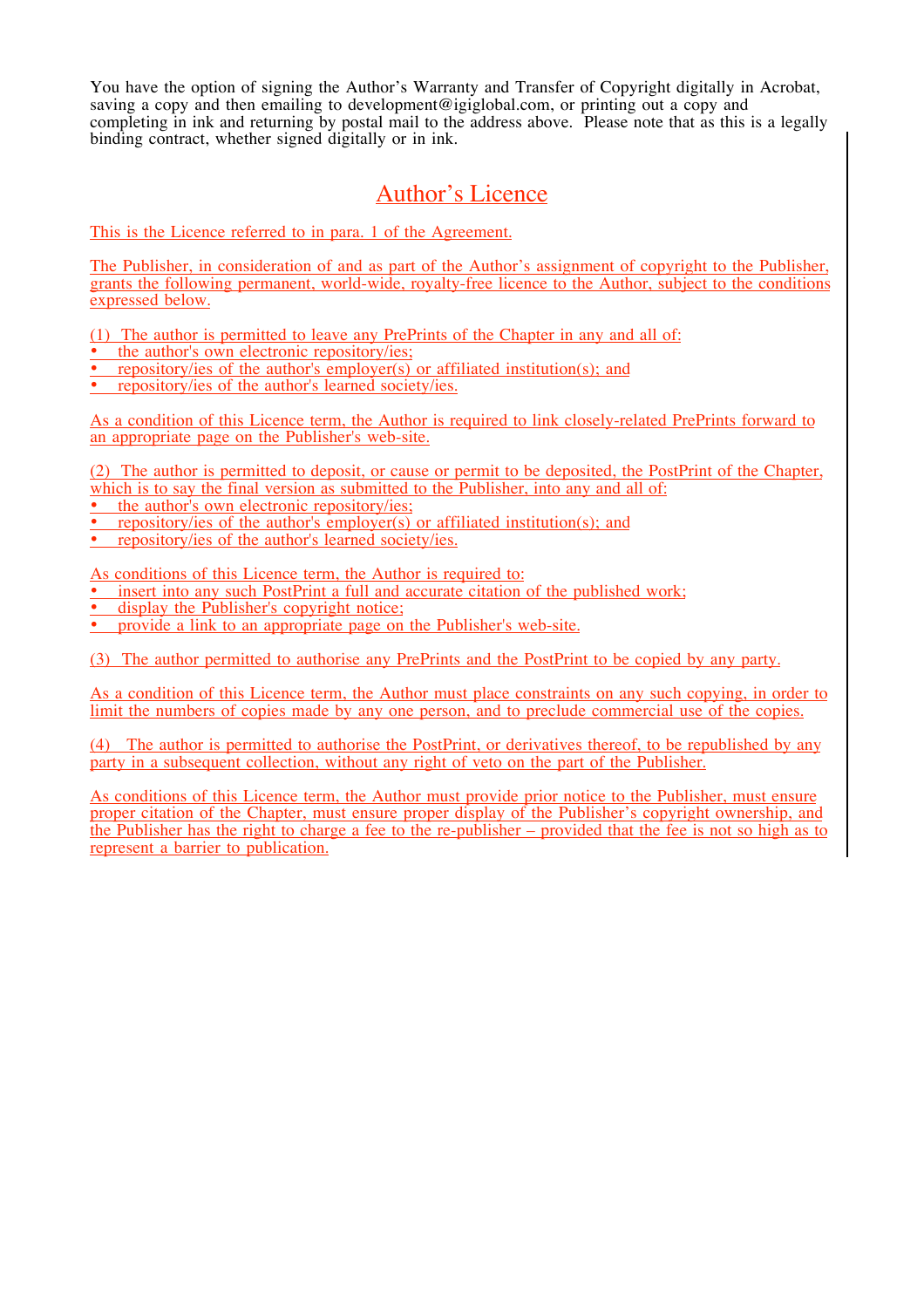You have the option of signing the Author's Warranty and Transfer of Copyright digitally in Acrobat, saving a copy and then emailing to development@igiglobal.com, or printing out a copy and completing in ink and returning by postal mail to the address above. Please note that as this is a legally binding contract, whether signed digitally or in ink.

# Author's Licence

This is the Licence referred to in para. 1 of the Agreement.

The Publisher, in consideration of and as part of the Author's assignment of copyright to the Publisher, grants the following permanent, world-wide, royalty-free licence to the Author, subject to the conditions expressed below.

(1) The author is permitted to leave any PrePrints of the Chapter in any and all of:

- the author's own electronic repository/ies;
- repository/ies of the author's employer(s) or affiliated institution(s); and
- repository/ies of the author's learned society/ies.

As a condition of this Licence term, the Author is required to link closely-related PrePrints forward to an appropriate page on the Publisher's web-site.

(2) The author is permitted to deposit, or cause or permit to be deposited, the PostPrint of the Chapter, which is to say the final version as submitted to the Publisher, into any and all of:

- the author's own electronic repository/ies;
- repository/ies of the author's employer(s) or affiliated institution(s); and
- repository/ies of the author's learned society/ies.

As conditions of this Licence term, the Author is required to:

- insert into any such PostPrint a full and accurate citation of the published work;
- display the Publisher's copyright notice;
- provide a link to an appropriate page on the Publisher's web-site.

(3) The author permitted to authorise any PrePrints and the PostPrint to be copied by any party.

As a condition of this Licence term, the Author must place constraints on any such copying, in order to limit the numbers of copies made by any one person, and to preclude commercial use of the copies.

(4) The author is permitted to authorise the PostPrint, or derivatives thereof, to be republished by any party in a subsequent collection, without any right of veto on the part of the Publisher.

As conditions of this Licence term, the Author must provide prior notice to the Publisher, must ensure proper citation of the Chapter, must ensure proper display of the Publisher's copyright ownership, and the Publisher has the right to charge a fee to the re-publisher – provided that the fee is not so high as to represent a barrier to publication.